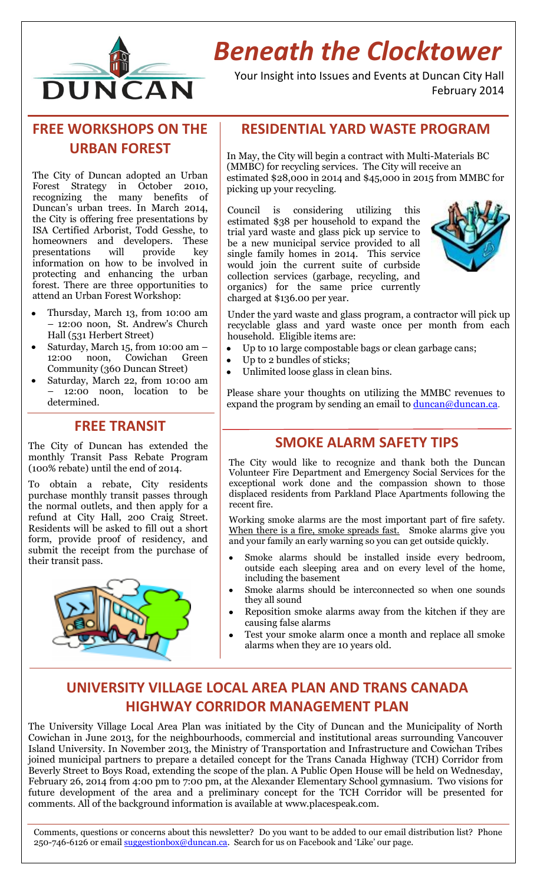# Beneath the Clocktower

Your Insight into Issues and Events at Duncan City Hall
February 2014

## FREE WORKSHOPS ON THE URBAN FOREST

The City of Duncan adopted an Urban Forest Strategy in October 2010, recognizing the many benefits of Duncan's urban trees. In March 2014, the City is offering free presentations by ISA Certified Arborist, Todd Gesshe, to homeowners and developers. These presentations will provide key information on how to be involved in protecting and enhancing the urban forest. There are three opportunities to attend an Urban Forest Workshop:

- Thursday, March 13, from 10:00 am – 12:00 noon, St. Andrew's Church Hall (531 Herbert Street)
- Saturday, March 15, from 10:00 am – 12:00 noon, Cowichan Green Community (360 Duncan Street)
- Saturday, March 22, from 10:00 am – 12:00 noon, location to be determined.

## FREE TRANSIT

The City of Duncan has extended the monthly Transit Pass Rebate Program (100% rebate) until the end of 2014.

To obtain a rebate, City residents purchase monthly transit passes through the normal outlets, and then apply for a refund at City Hall, 200 Craig Street. Residents will be asked to fill out a short form, provide proof of residency, and submit the receipt from the purchase of their transit pass.

## RESIDENTIAL YARD WASTE PROGRAM

In May, the City will begin a contract with Multi-Materials BC (MMBC) for recycling services. The City will receive an estimated $28,000 in 2014 and $45,000 in 2015 from MMBC for picking up your recycling.

Council is considering utilizing this estimated $38 per household to expand the trial yard waste and glass pick up service to be a new municipal service provided to all single family homes in 2014. This service would join the current suite of curbside collection services (garbage, recycling, and organics) for the same price currently charged at $136.00 per year.

Under the yard waste and glass program, a contractor will pick up recyclable glass and yard waste once per month from each household. Eligible items are:

- Up to 10 large compostable bags or clean garbage cans;
- Up to 2 bundles of sticks;
- Unlimited loose glass in clean bins.

Please share your thoughts on utilizing the MMBC revenues to expand the program by sending an email to duncan@duncan.ca.

## SMOKE ALARM SAFETY TIPS

The City would like to recognize and thank both the Duncan Volunteer Fire Department and Emergency Social Services for the exceptional work done and the compassion shown to those displaced residents from Parkland Place Apartments following the recent fire.

Working smoke alarms are the most important part of fire safety. When there is a fire, smoke spreads fast. Smoke alarms give you and your family an early warning so you can get outside quickly.

- Smoke alarms should be installed inside every bedroom, outside each sleeping area and on every level of the home, including the basement
- Smoke alarms should be interconnected so when one sounds they all sound
- Reposition smoke alarms away from the kitchen if they are causing false alarms
- Test your smoke alarm once a month and replace all smoke alarms when they are 10 years old.

## UNIVERSITY VILLAGE LOCAL AREA PLAN AND TRANS CANADA HIGHWAY CORRIDOR MANAGEMENT PLAN

The University Village Local Area Plan was initiated by the City of Duncan and the Municipality of North Cowichan in June 2013, for the neighbourhoods, commercial and institutional areas surrounding Vancouver Island University. In November 2013, the Ministry of Transportation and Infrastructure and Cowichan Tribes joined municipal partners to prepare a detailed concept for the Trans Canada Highway (TCH) Corridor from Beverly Street to Boys Road, extending the scope of the plan. A Public Open House will be held on Wednesday, February 26, 2014 from 4:00 pm to 7:00 pm, at the Alexander Elementary School gymnasium. Two visions for future development of the area and a preliminary concept for the TCH Corridor will be presented for comments. All of the background information is available at www.placespeak.com.

Comments, questions or concerns about this newsletter? Do you want to be added to our email distribution list? Phone 250-746-6126 or email suggestionbox@duncan.ca. Search for us on Facebook and 'Like' our page.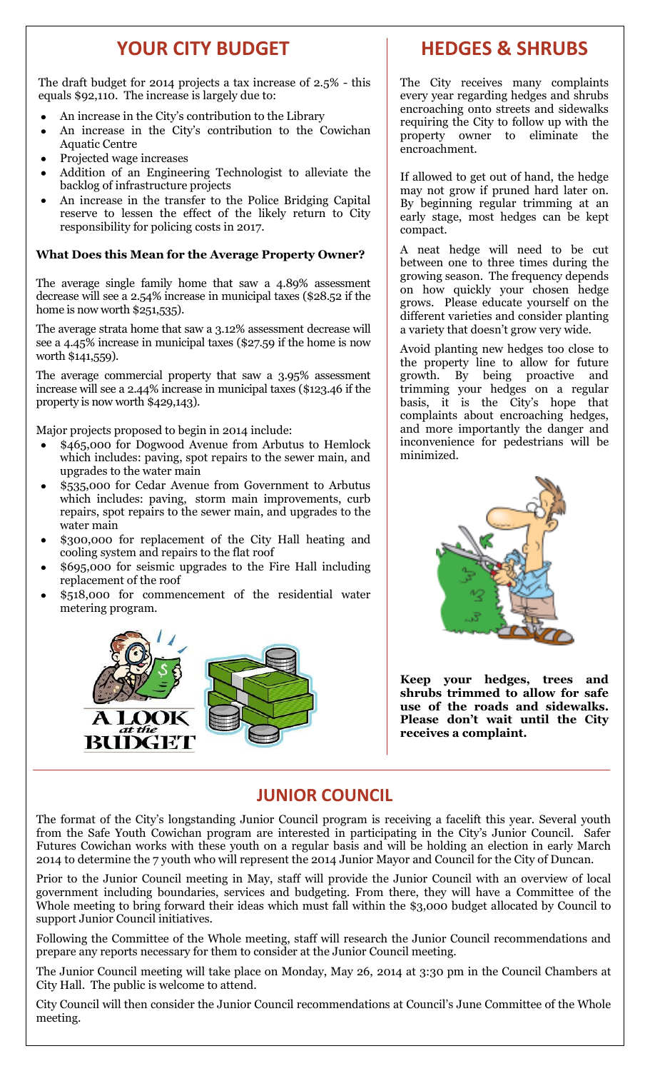## YOUR CITY BUDGET

The draft budget for 2014 projects a tax increase of 2.5% - this equals $92,110. The increase is largely due to:

- An increase in the City's contribution to the Library
- An increase in the City's contribution to the Cowichan Aquatic Centre
- Projected wage increases
- Addition of an Engineering Technologist to alleviate the backlog of infrastructure projects
- An increase in the transfer to the Police Bridging Capital reserve to lessen the effect of the likely return to City responsibility for policing costs in 2017.

**What Does this Mean for the Average Property Owner?**

The average single family home that saw a 4.89% assessment decrease will see a 2.54% increase in municipal taxes ($28.52 if the home is now worth $251,535).

The average strata home that saw a 3.12% assessment decrease will see a 4.45% increase in municipal taxes ($27.59 if the home is now worth $141,559).

The average commercial property that saw a 3.95% assessment increase will see a 2.44% increase in municipal taxes ($123.46 if the property is now worth $429,143).

Major projects proposed to begin in 2014 include:

- $465,000 for Dogwood Avenue from Arbutus to Hemlock which includes: paving, spot repairs to the sewer main, and upgrades to the water main
- $535,000 for Cedar Avenue from Government to Arbutus which includes: paving, storm main improvements, curb repairs, spot repairs to the sewer main, and upgrades to the water main
- $300,000 for replacement of the City Hall heating and cooling system and repairs to the flat roof
- $695,000 for seismic upgrades to the Fire Hall including replacement of the roof
- $518,000 for commencement of the residential water metering program.

A LOOK *at the* BUDGET

## HEDGES & SHRUBS

The City receives many complaints every year regarding hedges and shrubs encroaching onto streets and sidewalks requiring the City to follow up with the property owner to eliminate the encroachment.

If allowed to get out of hand, the hedge may not grow if pruned hard later on. By beginning regular trimming at an early stage, most hedges can be kept compact.

A neat hedge will need to be cut between one to three times during the growing season. The frequency depends on how quickly your chosen hedge grows. Please educate yourself on the different varieties and consider planting a variety that doesn't grow very wide.

Avoid planting new hedges too close to the property line to allow for future growth. By being proactive and trimming your hedges on a regular basis, it is the City's hope that complaints about encroaching hedges, and more importantly the danger and inconvenience for pedestrians will be minimized.

**Keep your hedges, trees and shrubs trimmed to allow for safe use of the roads and sidewalks. Please don't wait until the City receives a complaint.**

## JUNIOR COUNCIL

The format of the City's longstanding Junior Council program is receiving a facelift this year. Several youth from the Safe Youth Cowichan program are interested in participating in the City's Junior Council. Safer Futures Cowichan works with these youth on a regular basis and will be holding an election in early March 2014 to determine the 7 youth who will represent the 2014 Junior Mayor and Council for the City of Duncan.

Prior to the Junior Council meeting in May, staff will provide the Junior Council with an overview of local government including boundaries, services and budgeting. From there, they will have a Committee of the Whole meeting to bring forward their ideas which must fall within the $3,000 budget allocated by Council to support Junior Council initiatives.

Following the Committee of the Whole meeting, staff will research the Junior Council recommendations and prepare any reports necessary for them to consider at the Junior Council meeting.

The Junior Council meeting will take place on Monday, May 26, 2014 at 3:30 pm in the Council Chambers at City Hall. The public is welcome to attend.

City Council will then consider the Junior Council recommendations at Council's June Committee of the Whole meeting.